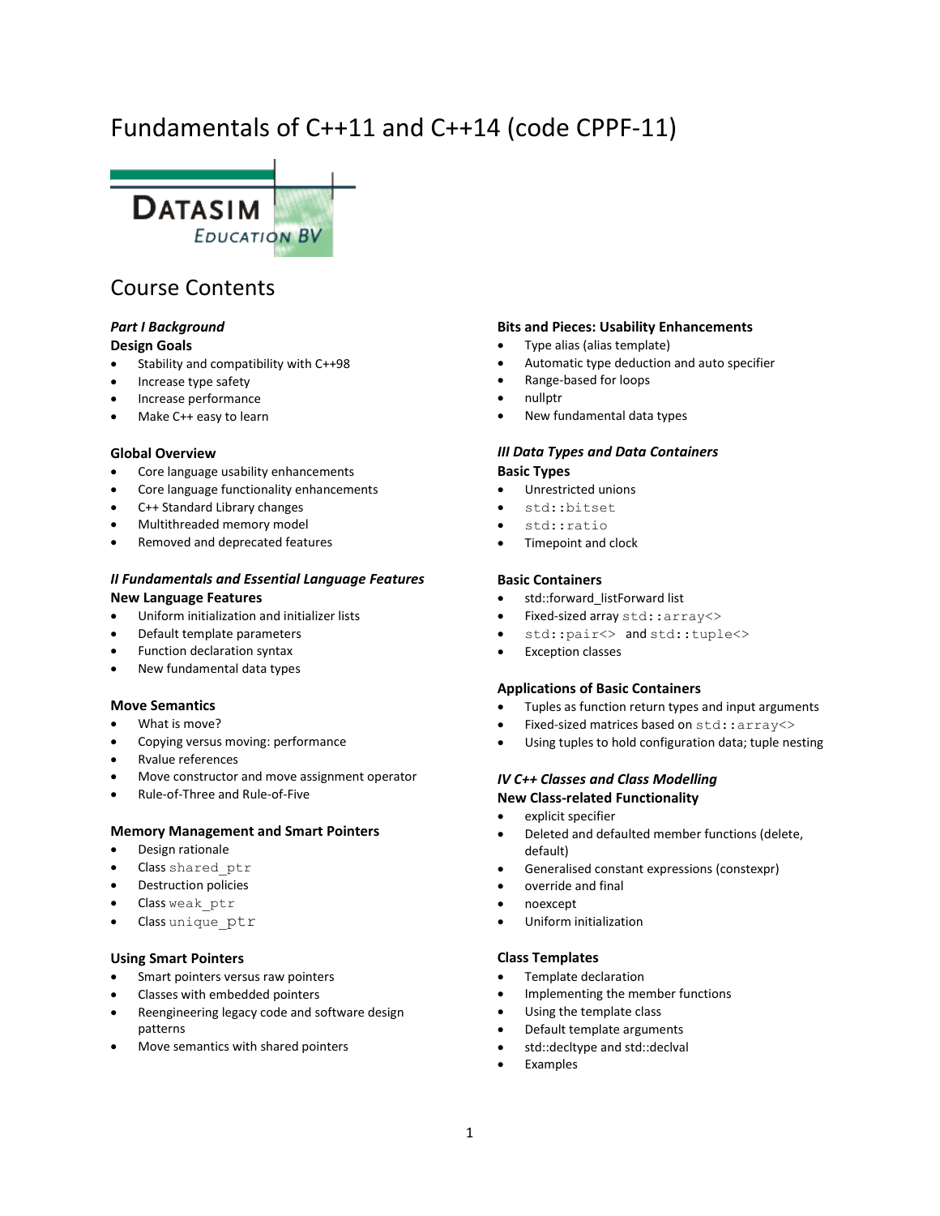# Fundamentals of C++11 and C++14 (code CPPF-11)

## Course Contents

***Part I Background***

**Design Goals**

- Stability and compatibility with C++98
- Increase type safety
- Increase performance
- Make C++ easy to learn

**Global Overview**

- Core language usability enhancements
- Core language functionality enhancements
- C++ Standard Library changes
- Multithreaded memory model
- Removed and deprecated features

***II Fundamentals and Essential Language Features***

**New Language Features**

- Uniform initialization and initializer lists
- Default template parameters
- Function declaration syntax
- New fundamental data types

**Move Semantics**

- What is move?
- Copying versus moving: performance
- Rvalue references
- Move constructor and move assignment operator
- Rule-of-Three and Rule-of-Five

**Memory Management and Smart Pointers**

- Design rationale
- Class `shared_ptr`
- Destruction policies
- Class `weak_ptr`
- Class `unique_ptr`

**Using Smart Pointers**

- Smart pointers versus raw pointers
- Classes with embedded pointers
- Reengineering legacy code and software design patterns
- Move semantics with shared pointers

**Bits and Pieces: Usability Enhancements**

- Type alias (alias template)
- Automatic type deduction and auto specifier
- Range-based for loops
- nullptr
- New fundamental data types

***III Data Types and Data Containers***

**Basic Types**

- Unrestricted unions
- `std::bitset`
- `std::ratio`
- Timepoint and clock

**Basic Containers**

- std::forward_listForward list
- Fixed-sized array `std::array<>`
- `std::pair<>` and `std::tuple<>`
- Exception classes

**Applications of Basic Containers**

- Tuples as function return types and input arguments
- Fixed-sized matrices based on `std::array<>`
- Using tuples to hold configuration data; tuple nesting

***IV C++ Classes and Class Modelling***

**New Class-related Functionality**

- explicit specifier
- Deleted and defaulted member functions (delete, default)
- Generalised constant expressions (constexpr)
- override and final
- noexcept
- Uniform initialization

**Class Templates**

- Template declaration
- Implementing the member functions
- Using the template class
- Default template arguments
- std::decltype and std::declval
- Examples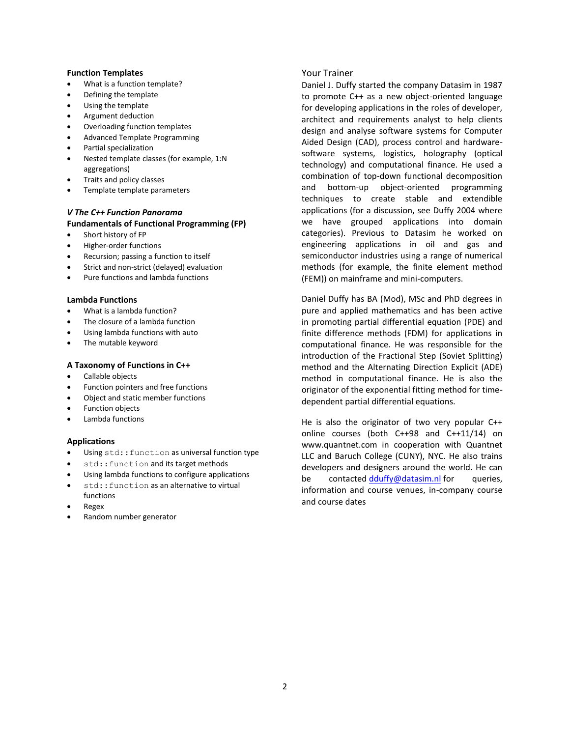**Function Templates**

- What is a function template?
- Defining the template
- Using the template
- Argument deduction
- Overloading function templates
- Advanced Template Programming
- Partial specialization
- Nested template classes (for example, 1:N aggregations)
- Traits and policy classes
- Template template parameters

***V The C++ Function Panorama***

**Fundamentals of Functional Programming (FP)**

- Short history of FP
- Higher-order functions
- Recursion; passing a function to itself
- Strict and non-strict (delayed) evaluation
- Pure functions and lambda functions

**Lambda Functions**

- What is a lambda function?
- The closure of a lambda function
- Using lambda functions with auto
- The mutable keyword

**A Taxonomy of Functions in C++**

- Callable objects
- Function pointers and free functions
- Object and static member functions
- Function objects
- Lambda functions

**Applications**

- Using `std::function` as universal function type
- `std::function` and its target methods
- Using lambda functions to configure applications
- `std::function` as an alternative to virtual functions
- Regex
- Random number generator

## Your Trainer

Daniel J. Duffy started the company Datasim in 1987 to promote C++ as a new object-oriented language for developing applications in the roles of developer, architect and requirements analyst to help clients design and analyse software systems for Computer Aided Design (CAD), process control and hardware-software systems, logistics, holography (optical technology) and computational finance. He used a combination of top-down functional decomposition and bottom-up object-oriented programming techniques to create stable and extendible applications (for a discussion, see Duffy 2004 where we have grouped applications into domain categories). Previous to Datasim he worked on engineering applications in oil and gas and semiconductor industries using a range of numerical methods (for example, the finite element method (FEM)) on mainframe and mini-computers.

Daniel Duffy has BA (Mod), MSc and PhD degrees in pure and applied mathematics and has been active in promoting partial differential equation (PDE) and finite difference methods (FDM) for applications in computational finance. He was responsible for the introduction of the Fractional Step (Soviet Splitting) method and the Alternating Direction Explicit (ADE) method in computational finance. He is also the originator of the exponential fitting method for time-dependent partial differential equations.

He is also the originator of two very popular C++ online courses (both C++98 and C++11/14) on www.quantnet.com in cooperation with Quantnet LLC and Baruch College (CUNY), NYC. He also trains developers and designers around the world. He can be contacted dduffy@datasim.nl for queries, information and course venues, in-company course and course dates